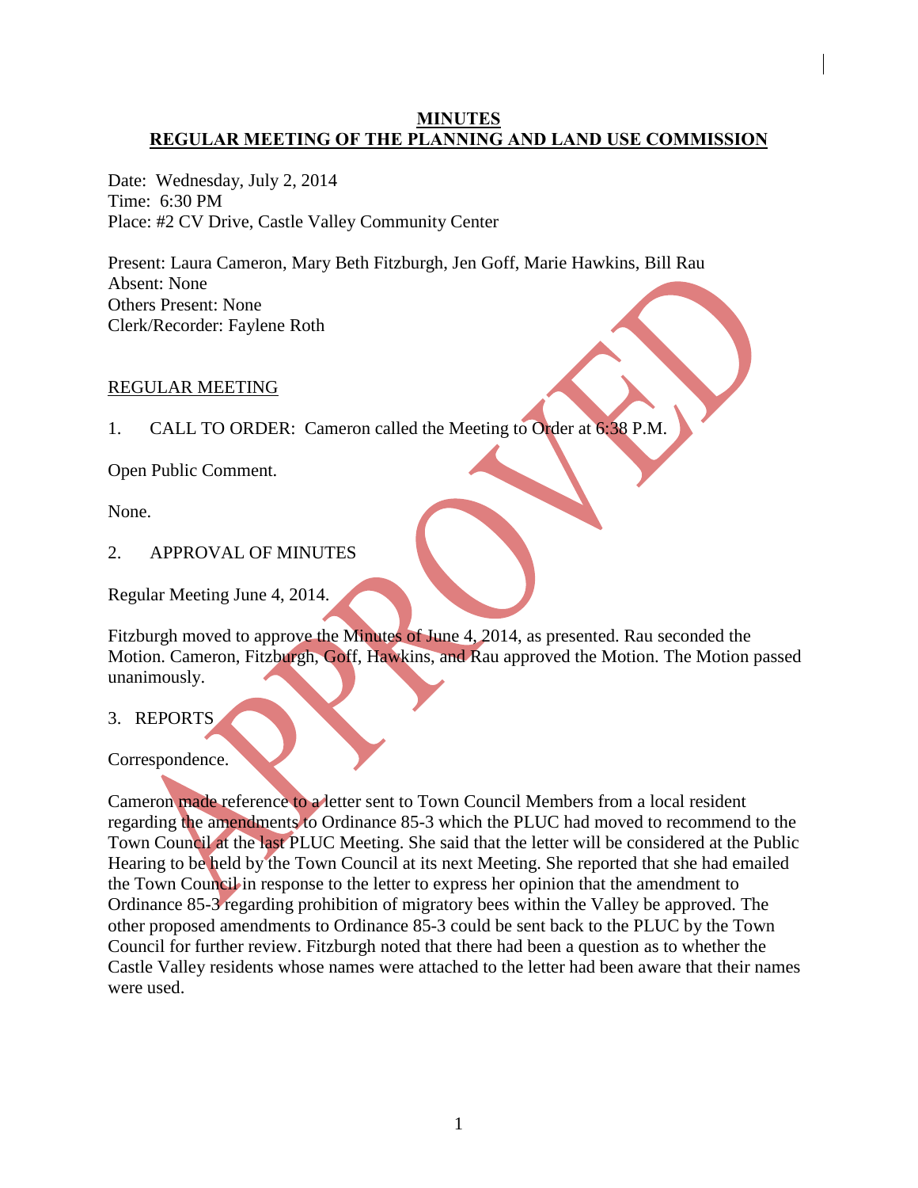# MINUTES
## REGULAR MEETING OF THE PLANNING AND LAND USE COMMISSION

Date: Wednesday, July 2, 2014
Time: 6:30 PM
Place: #2 CV Drive, Castle Valley Community Center

Present: Laura Cameron, Mary Beth Fitzburgh, Jen Goff, Marie Hawkins, Bill Rau
Absent: None
Others Present: None
Clerk/Recorder: Faylene Roth

REGULAR MEETING

1. CALL TO ORDER: Cameron called the Meeting to Order at 6:38 P.M.

Open Public Comment.

None.

2. APPROVAL OF MINUTES

Regular Meeting June 4, 2014.

Fitzburgh moved to approve the Minutes of June 4, 2014, as presented. Rau seconded the Motion. Cameron, Fitzburgh, Goff, Hawkins, and Rau approved the Motion. The Motion passed unanimously.

3. REPORTS

Correspondence.

Cameron made reference to a letter sent to Town Council Members from a local resident regarding the amendments to Ordinance 85-3 which the PLUC had moved to recommend to the Town Council at the last PLUC Meeting. She said that the letter will be considered at the Public Hearing to be held by the Town Council at its next Meeting. She reported that she had emailed the Town Council in response to the letter to express her opinion that the amendment to Ordinance 85-3 regarding prohibition of migratory bees within the Valley be approved. The other proposed amendments to Ordinance 85-3 could be sent back to the PLUC by the Town Council for further review. Fitzburgh noted that there had been a question as to whether the Castle Valley residents whose names were attached to the letter had been aware that their names were used.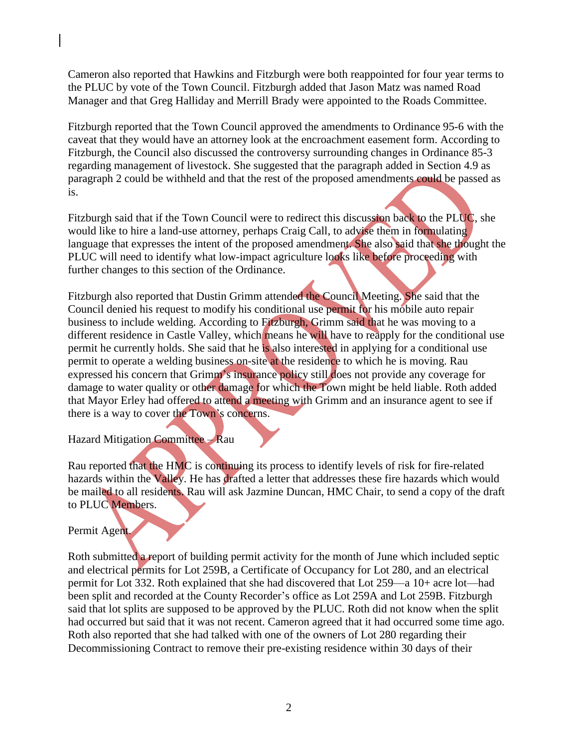Cameron also reported that Hawkins and Fitzburgh were both reappointed for four year terms to the PLUC by vote of the Town Council. Fitzburgh added that Jason Matz was named Road Manager and that Greg Halliday and Merrill Brady were appointed to the Roads Committee.

Fitzburgh reported that the Town Council approved the amendments to Ordinance 95-6 with the caveat that they would have an attorney look at the encroachment easement form. According to Fitzburgh, the Council also discussed the controversy surrounding changes in Ordinance 85-3 regarding management of livestock. She suggested that the paragraph added in Section 4.9 as paragraph 2 could be withheld and that the rest of the proposed amendments could be passed as is.

Fitzburgh said that if the Town Council were to redirect this discussion back to the PLUC, she would like to hire a land-use attorney, perhaps Craig Call, to advise them in formulating language that expresses the intent of the proposed amendment. She also said that she thought the PLUC will need to identify what low-impact agriculture looks like before proceeding with further changes to this section of the Ordinance.

Fitzburgh also reported that Dustin Grimm attended the Council Meeting. She said that the Council denied his request to modify his conditional use permit for his mobile auto repair business to include welding. According to Fitzburgh, Grimm said that he was moving to a different residence in Castle Valley, which means he will have to reapply for the conditional use permit he currently holds. She said that he is also interested in applying for a conditional use permit to operate a welding business on-site at the residence to which he is moving. Rau expressed his concern that Grimm's insurance policy still does not provide any coverage for damage to water quality or other damage for which the Town might be held liable. Roth added that Mayor Erley had offered to attend a meeting with Grimm and an insurance agent to see if there is a way to cover the Town's concerns.

Hazard Mitigation Committee – Rau

Rau reported that the HMC is continuing its process to identify levels of risk for fire-related hazards within the Valley. He has drafted a letter that addresses these fire hazards which would be mailed to all residents. Rau will ask Jazmine Duncan, HMC Chair, to send a copy of the draft to PLUC Members.

Permit Agent.

Roth submitted a report of building permit activity for the month of June which included septic and electrical permits for Lot 259B, a Certificate of Occupancy for Lot 280, and an electrical permit for Lot 332. Roth explained that she had discovered that Lot 259—a 10+ acre lot—had been split and recorded at the County Recorder's office as Lot 259A and Lot 259B. Fitzburgh said that lot splits are supposed to be approved by the PLUC. Roth did not know when the split had occurred but said that it was not recent. Cameron agreed that it had occurred some time ago. Roth also reported that she had talked with one of the owners of Lot 280 regarding their Decommissioning Contract to remove their pre-existing residence within 30 days of their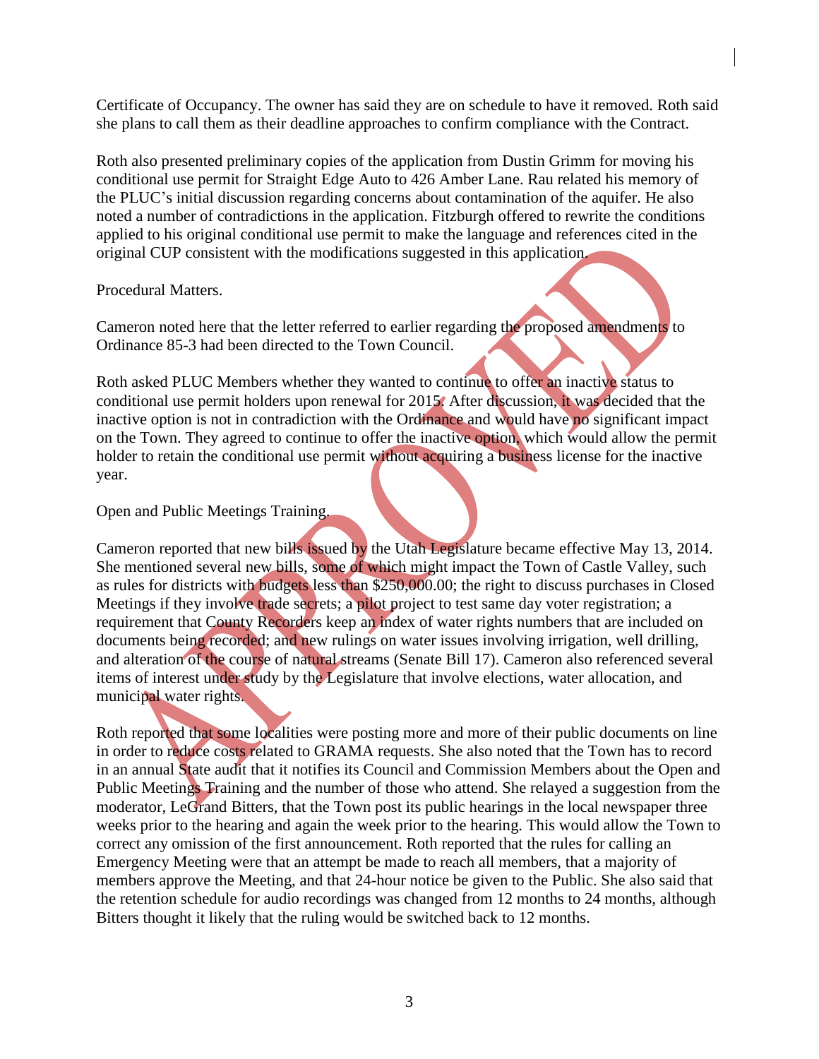Certificate of Occupancy. The owner has said they are on schedule to have it removed. Roth said she plans to call them as their deadline approaches to confirm compliance with the Contract.

Roth also presented preliminary copies of the application from Dustin Grimm for moving his conditional use permit for Straight Edge Auto to 426 Amber Lane. Rau related his memory of the PLUC's initial discussion regarding concerns about contamination of the aquifer. He also noted a number of contradictions in the application. Fitzburgh offered to rewrite the conditions applied to his original conditional use permit to make the language and references cited in the original CUP consistent with the modifications suggested in this application.

Procedural Matters.

Cameron noted here that the letter referred to earlier regarding the proposed amendments to Ordinance 85-3 had been directed to the Town Council.

Roth asked PLUC Members whether they wanted to continue to offer an inactive status to conditional use permit holders upon renewal for 2015. After discussion, it was decided that the inactive option is not in contradiction with the Ordinance and would have no significant impact on the Town. They agreed to continue to offer the inactive option, which would allow the permit holder to retain the conditional use permit without acquiring a business license for the inactive year.

Open and Public Meetings Training.

Cameron reported that new bills issued by the Utah Legislature became effective May 13, 2014. She mentioned several new bills, some of which might impact the Town of Castle Valley, such as rules for districts with budgets less than $250,000.00; the right to discuss purchases in Closed Meetings if they involve trade secrets; a pilot project to test same day voter registration; a requirement that County Recorders keep an index of water rights numbers that are included on documents being recorded; and new rulings on water issues involving irrigation, well drilling, and alteration of the course of natural streams (Senate Bill 17). Cameron also referenced several items of interest under study by the Legislature that involve elections, water allocation, and municipal water rights.

Roth reported that some localities were posting more and more of their public documents on line in order to reduce costs related to GRAMA requests. She also noted that the Town has to record in an annual State audit that it notifies its Council and Commission Members about the Open and Public Meetings Training and the number of those who attend. She relayed a suggestion from the moderator, LeGrand Bitters, that the Town post its public hearings in the local newspaper three weeks prior to the hearing and again the week prior to the hearing. This would allow the Town to correct any omission of the first announcement. Roth reported that the rules for calling an Emergency Meeting were that an attempt be made to reach all members, that a majority of members approve the Meeting, and that 24-hour notice be given to the Public. She also said that the retention schedule for audio recordings was changed from 12 months to 24 months, although Bitters thought it likely that the ruling would be switched back to 12 months.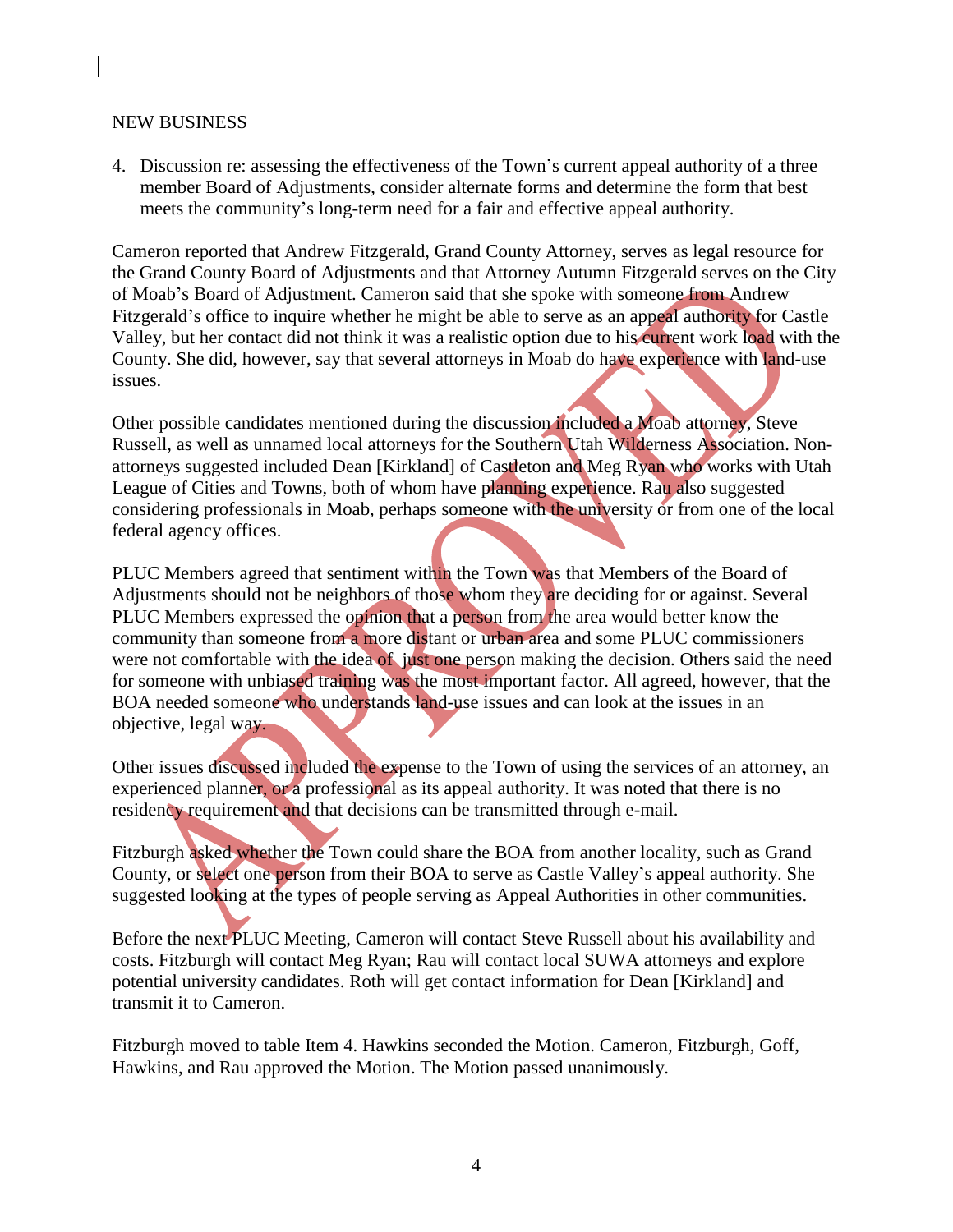NEW BUSINESS

4. Discussion re: assessing the effectiveness of the Town's current appeal authority of a three member Board of Adjustments, consider alternate forms and determine the form that best meets the community's long-term need for a fair and effective appeal authority.

Cameron reported that Andrew Fitzgerald, Grand County Attorney, serves as legal resource for the Grand County Board of Adjustments and that Attorney Autumn Fitzgerald serves on the City of Moab's Board of Adjustment. Cameron said that she spoke with someone from Andrew Fitzgerald's office to inquire whether he might be able to serve as an appeal authority for Castle Valley, but her contact did not think it was a realistic option due to his current work load with the County. She did, however, say that several attorneys in Moab do have experience with land-use issues.

Other possible candidates mentioned during the discussion included a Moab attorney, Steve Russell, as well as unnamed local attorneys for the Southern Utah Wilderness Association. Non-attorneys suggested included Dean [Kirkland] of Castleton and Meg Ryan who works with Utah League of Cities and Towns, both of whom have planning experience. Rau also suggested considering professionals in Moab, perhaps someone with the university or from one of the local federal agency offices.

PLUC Members agreed that sentiment within the Town was that Members of the Board of Adjustments should not be neighbors of those whom they are deciding for or against. Several PLUC Members expressed the opinion that a person from the area would better know the community than someone from a more distant or urban area and some PLUC commissioners were not comfortable with the idea of just one person making the decision. Others said the need for someone with unbiased training was the most important factor. All agreed, however, that the BOA needed someone who understands land-use issues and can look at the issues in an objective, legal way.

Other issues discussed included the expense to the Town of using the services of an attorney, an experienced planner, or a professional as its appeal authority. It was noted that there is no residency requirement and that decisions can be transmitted through e-mail.

Fitzburgh asked whether the Town could share the BOA from another locality, such as Grand County, or select one person from their BOA to serve as Castle Valley's appeal authority. She suggested looking at the types of people serving as Appeal Authorities in other communities.

Before the next PLUC Meeting, Cameron will contact Steve Russell about his availability and costs. Fitzburgh will contact Meg Ryan; Rau will contact local SUWA attorneys and explore potential university candidates. Roth will get contact information for Dean [Kirkland] and transmit it to Cameron.

Fitzburgh moved to table Item 4. Hawkins seconded the Motion. Cameron, Fitzburgh, Goff, Hawkins, and Rau approved the Motion. The Motion passed unanimously.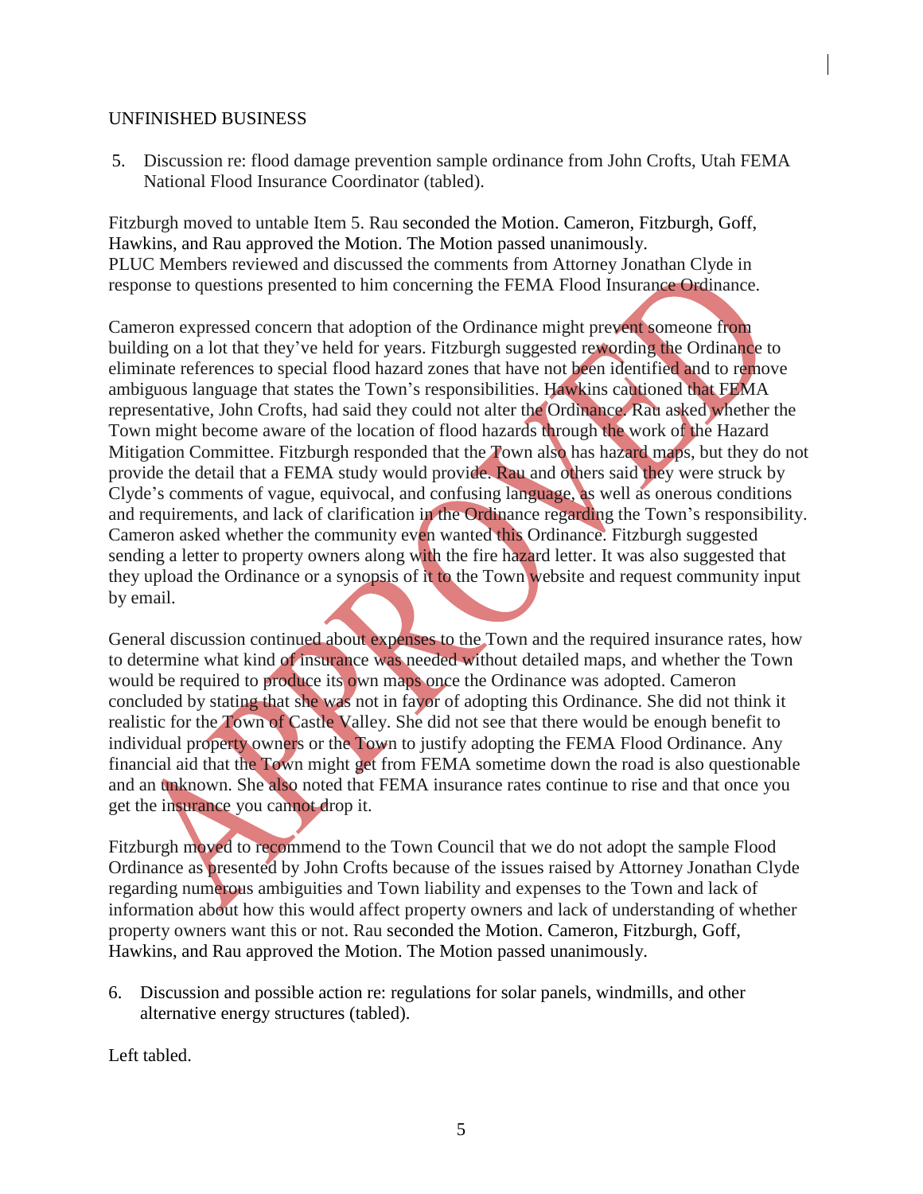UNFINISHED BUSINESS

5. Discussion re: flood damage prevention sample ordinance from John Crofts, Utah FEMA National Flood Insurance Coordinator (tabled).

Fitzburgh moved to untable Item 5. Rau seconded the Motion. Cameron, Fitzburgh, Goff, Hawkins, and Rau approved the Motion. The Motion passed unanimously.
PLUC Members reviewed and discussed the comments from Attorney Jonathan Clyde in response to questions presented to him concerning the FEMA Flood Insurance Ordinance.

Cameron expressed concern that adoption of the Ordinance might prevent someone from building on a lot that they've held for years. Fitzburgh suggested rewording the Ordinance to eliminate references to special flood hazard zones that have not been identified and to remove ambiguous language that states the Town's responsibilities. Hawkins cautioned that FEMA representative, John Crofts, had said they could not alter the Ordinance. Rau asked whether the Town might become aware of the location of flood hazards through the work of the Hazard Mitigation Committee. Fitzburgh responded that the Town also has hazard maps, but they do not provide the detail that a FEMA study would provide. Rau and others said they were struck by Clyde's comments of vague, equivocal, and confusing language, as well as onerous conditions and requirements, and lack of clarification in the Ordinance regarding the Town's responsibility. Cameron asked whether the community even wanted this Ordinance. Fitzburgh suggested sending a letter to property owners along with the fire hazard letter. It was also suggested that they upload the Ordinance or a synopsis of it to the Town website and request community input by email.

General discussion continued about expenses to the Town and the required insurance rates, how to determine what kind of insurance was needed without detailed maps, and whether the Town would be required to produce its own maps once the Ordinance was adopted. Cameron concluded by stating that she was not in favor of adopting this Ordinance. She did not think it realistic for the Town of Castle Valley. She did not see that there would be enough benefit to individual property owners or the Town to justify adopting the FEMA Flood Ordinance. Any financial aid that the Town might get from FEMA sometime down the road is also questionable and an unknown. She also noted that FEMA insurance rates continue to rise and that once you get the insurance you cannot drop it.

Fitzburgh moved to recommend to the Town Council that we do not adopt the sample Flood Ordinance as presented by John Crofts because of the issues raised by Attorney Jonathan Clyde regarding numerous ambiguities and Town liability and expenses to the Town and lack of information about how this would affect property owners and lack of understanding of whether property owners want this or not. Rau seconded the Motion. Cameron, Fitzburgh, Goff, Hawkins, and Rau approved the Motion. The Motion passed unanimously.

6. Discussion and possible action re: regulations for solar panels, windmills, and other alternative energy structures (tabled).

Left tabled.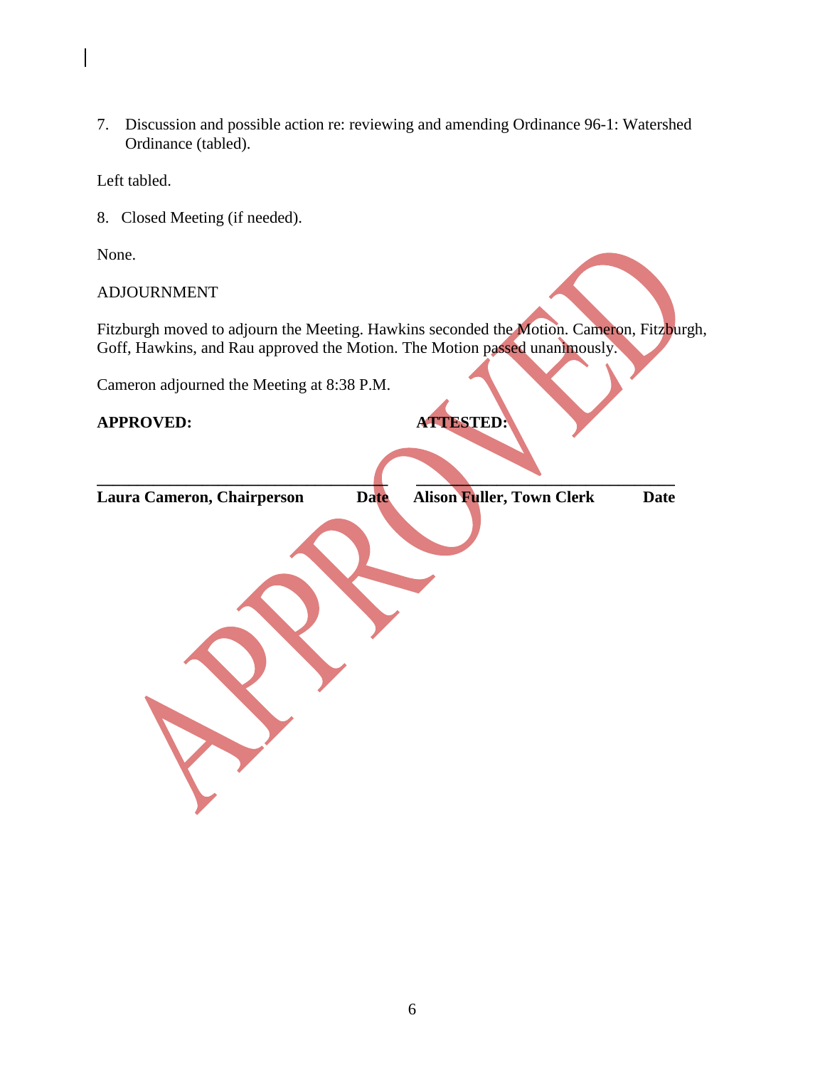7. Discussion and possible action re: reviewing and amending Ordinance 96-1: Watershed Ordinance (tabled).

Left tabled.

8. Closed Meeting (if needed).

None.

ADJOURNMENT

Fitzburgh moved to adjourn the Meeting. Hawkins seconded the Motion. Cameron, Fitzburgh, Goff, Hawkins, and Rau approved the Motion. The Motion passed unanimously.

Cameron adjourned the Meeting at 8:38 P.M.

**APPROVED:** **ATTESTED:**

\_\_\_\_\_\_\_\_\_\_\_\_\_\_\_\_\_\_\_\_\_\_\_\_\_\_\_\_\_\_\_\_\_\_\_\_ \_\_\_\_\_\_\_\_\_\_\_\_\_\_\_\_\_\_\_\_\_\_\_\_\_\_\_\_\_\_\_\_\_\_\_\_

**Laura Cameron, Chairperson Date** **Alison Fuller, Town Clerk Date**

APPROVED